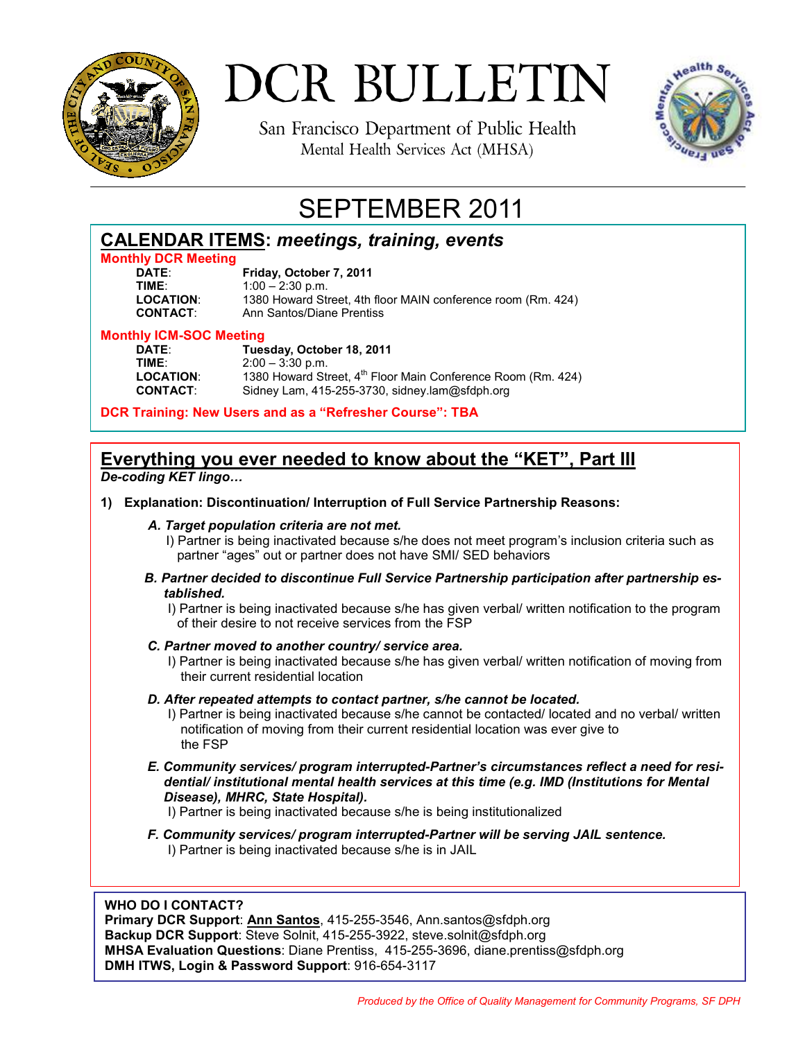# DCR BULLETIN

San Francisco Department of Public Health
Mental Health Services Act (MHSA)

## SEPTEMBER 2011

## CALENDAR ITEMS: *meetings, training, events*

**Monthly DCR Meeting**

**DATE**: **Friday, October 7, 2011**
**TIME**: 1:00 – 2:30 p.m.
**LOCATION**: 1380 Howard Street, 4th floor MAIN conference room (Rm. 424)
**CONTACT**: Ann Santos/Diane Prentiss

**Monthly ICM-SOC Meeting**

**DATE**: **Tuesday, October 18, 2011**
**TIME**: 2:00 – 3:30 p.m.
**LOCATION**: 1380 Howard Street, 4th Floor Main Conference Room (Rm. 424)
**CONTACT**: Sidney Lam, 415-255-3730, sidney.lam@sfdph.org

**DCR Training: New Users and as a "Refresher Course": TBA**

## Everything you ever needed to know about the "KET", Part III

***De-coding KET lingo…***

**1) Explanation: Discontinuation/ Interruption of Full Service Partnership Reasons:**

***A. Target population criteria are not met.***

I) Partner is being inactivated because s/he does not meet program's inclusion criteria such as partner "ages" out or partner does not have SMI/ SED behaviors

***B. Partner decided to discontinue Full Service Partnership participation after partnership established.***

I) Partner is being inactivated because s/he has given verbal/ written notification to the program of their desire to not receive services from the FSP

***C. Partner moved to another country/ service area.***

I) Partner is being inactivated because s/he has given verbal/ written notification of moving from their current residential location

***D. After repeated attempts to contact partner, s/he cannot be located.***

I) Partner is being inactivated because s/he cannot be contacted/ located and no verbal/ written notification of moving from their current residential location was ever give to the FSP

***E. Community services/ program interrupted-Partner's circumstances reflect a need for residential/ institutional mental health services at this time (e.g. IMD (Institutions for Mental Disease), MHRC, State Hospital).***

I) Partner is being inactivated because s/he is being institutionalized

***F. Community services/ program interrupted-Partner will be serving JAIL sentence.***

I) Partner is being inactivated because s/he is in JAIL

**WHO DO I CONTACT?**
**Primary DCR Support**: **Ann Santos**, 415-255-3546, Ann.santos@sfdph.org
**Backup DCR Support**: Steve Solnit, 415-255-3922, steve.solnit@sfdph.org
**MHSA Evaluation Questions**: Diane Prentiss, 415-255-3696, diane.prentiss@sfdph.org
**DMH ITWS, Login & Password Support**: 916-654-3117

*Produced by the Office of Quality Management for Community Programs, SF DPH*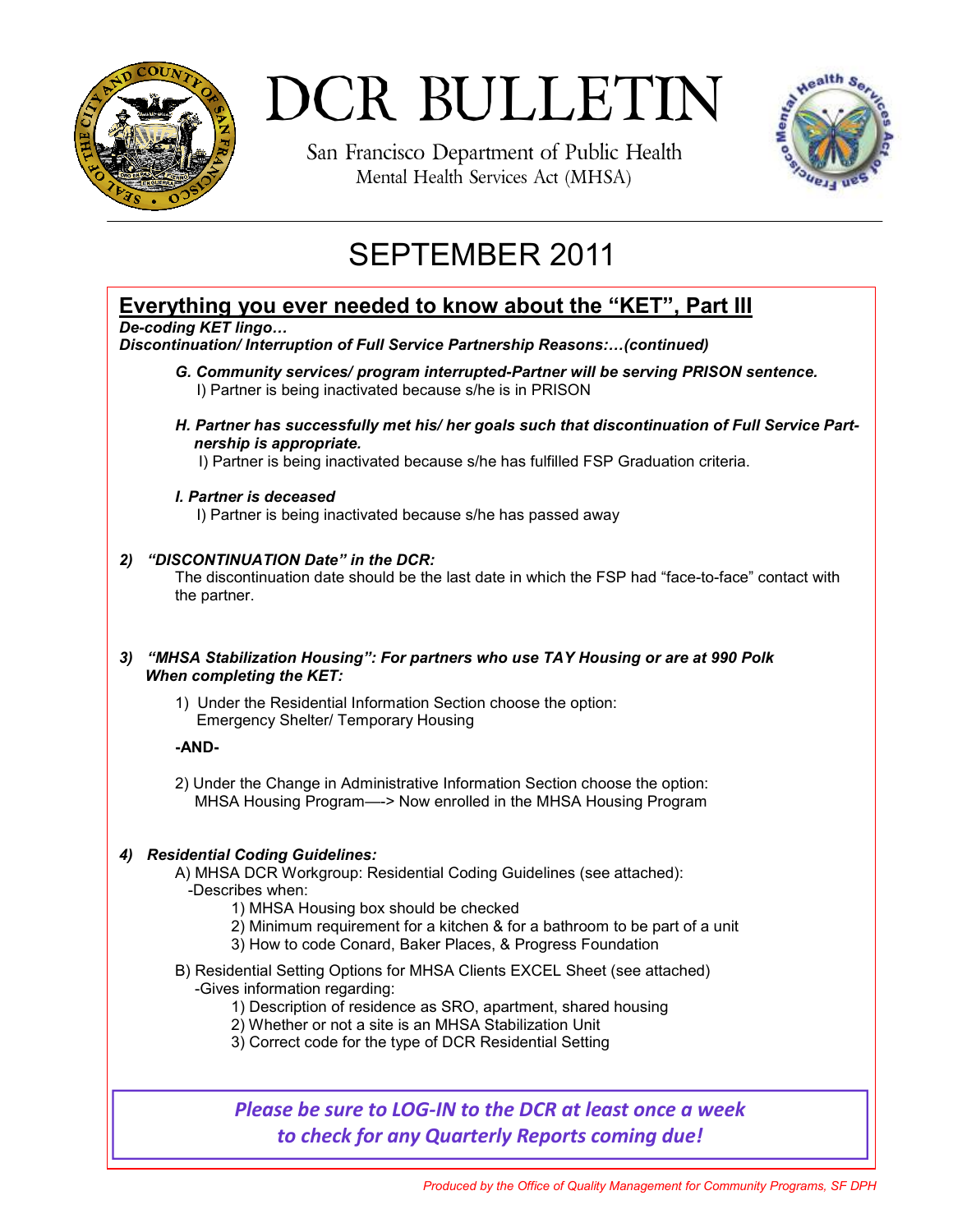# DCR BULLETIN

San Francisco Department of Public Health
Mental Health Services Act (MHSA)

## SEPTEMBER 2011

### Everything you ever needed to know about the "KET", Part III

***De-coding KET lingo…***
***Discontinuation/ Interruption of Full Service Partnership Reasons:…(continued)***

***G. Community services/ program interrupted-Partner will be serving PRISON sentence.***
I) Partner is being inactivated because s/he is in PRISON

***H. Partner has successfully met his/ her goals such that discontinuation of Full Service Partnership is appropriate.***
I) Partner is being inactivated because s/he has fulfilled FSP Graduation criteria.

***I. Partner is deceased***
I) Partner is being inactivated because s/he has passed away

***2) "DISCONTINUATION Date" in the DCR:***
The discontinuation date should be the last date in which the FSP had "face-to-face" contact with the partner.

***3) "MHSA Stabilization Housing": For partners who use TAY Housing or are at 990 Polk When completing the KET:***

1) Under the Residential Information Section choose the option:
Emergency Shelter/ Temporary Housing

**-AND-**

2) Under the Change in Administrative Information Section choose the option:
MHSA Housing Program—-> Now enrolled in the MHSA Housing Program

***4) Residential Coding Guidelines:***

A) MHSA DCR Workgroup: Residential Coding Guidelines (see attached):
-Describes when:
1) MHSA Housing box should be checked
2) Minimum requirement for a kitchen & for a bathroom to be part of a unit
3) How to code Conard, Baker Places, & Progress Foundation

B) Residential Setting Options for MHSA Clients EXCEL Sheet (see attached)
-Gives information regarding:
1) Description of residence as SRO, apartment, shared housing
2) Whether or not a site is an MHSA Stabilization Unit
3) Correct code for the type of DCR Residential Setting

***Please be sure to LOG-IN to the DCR at least once a week to check for any Quarterly Reports coming due!***

*Produced by the Office of Quality Management for Community Programs, SF DPH*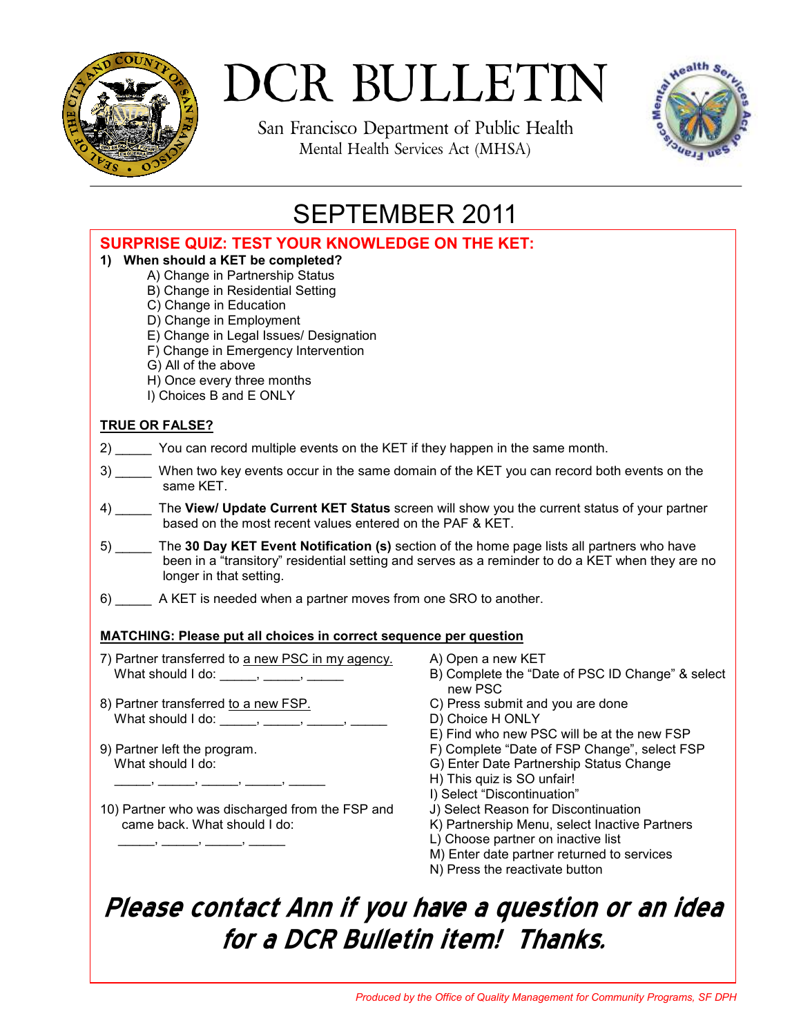# DCR BULLETIN

San Francisco Department of Public Health
Mental Health Services Act (MHSA)

## SEPTEMBER 2011

### SURPRISE QUIZ: TEST YOUR KNOWLEDGE ON THE KET:

**1) When should a KET be completed?**

A) Change in Partnership Status
B) Change in Residential Setting
C) Change in Education
D) Change in Employment
E) Change in Legal Issues/ Designation
F) Change in Emergency Intervention
G) All of the above
H) Once every three months
I) Choices B and E ONLY

**TRUE OR FALSE?**

2) _____ You can record multiple events on the KET if they happen in the same month.

3) _____ When two key events occur in the same domain of the KET you can record both events on the same KET.

4) _____ The **View/ Update Current KET Status** screen will show you the current status of your partner based on the most recent values entered on the PAF & KET.

5) _____ The **30 Day KET Event Notification (s)** section of the home page lists all partners who have been in a "transitory" residential setting and serves as a reminder to do a KET when they are no longer in that setting.

6) _____ A KET is needed when a partner moves from one SRO to another.

**MATCHING: Please put all choices in correct sequence per question**

7) Partner transferred to a new PSC in my agency.
What should I do: _____, _____, _____

8) Partner transferred to a new FSP.
What should I do: _____, _____, _____, _____

9) Partner left the program.
What should I do:
_____, _____, _____, _____, _____

10) Partner who was discharged from the FSP and came back. What should I do:
_____, _____, _____, _____

A) Open a new KET
B) Complete the "Date of PSC ID Change" & select new PSC
C) Press submit and you are done
D) Choice H ONLY
E) Find who new PSC will be at the new FSP
F) Complete "Date of FSP Change", select FSP
G) Enter Date Partnership Status Change
H) This quiz is SO unfair!
I) Select "Discontinuation"
J) Select Reason for Discontinuation
K) Partnership Menu, select Inactive Partners
L) Choose partner on inactive list
M) Enter date partner returned to services
N) Press the reactivate button

***Please contact Ann if you have a question or an idea for a DCR Bulletin item! Thanks.***

*Produced by the Office of Quality Management for Community Programs, SF DPH*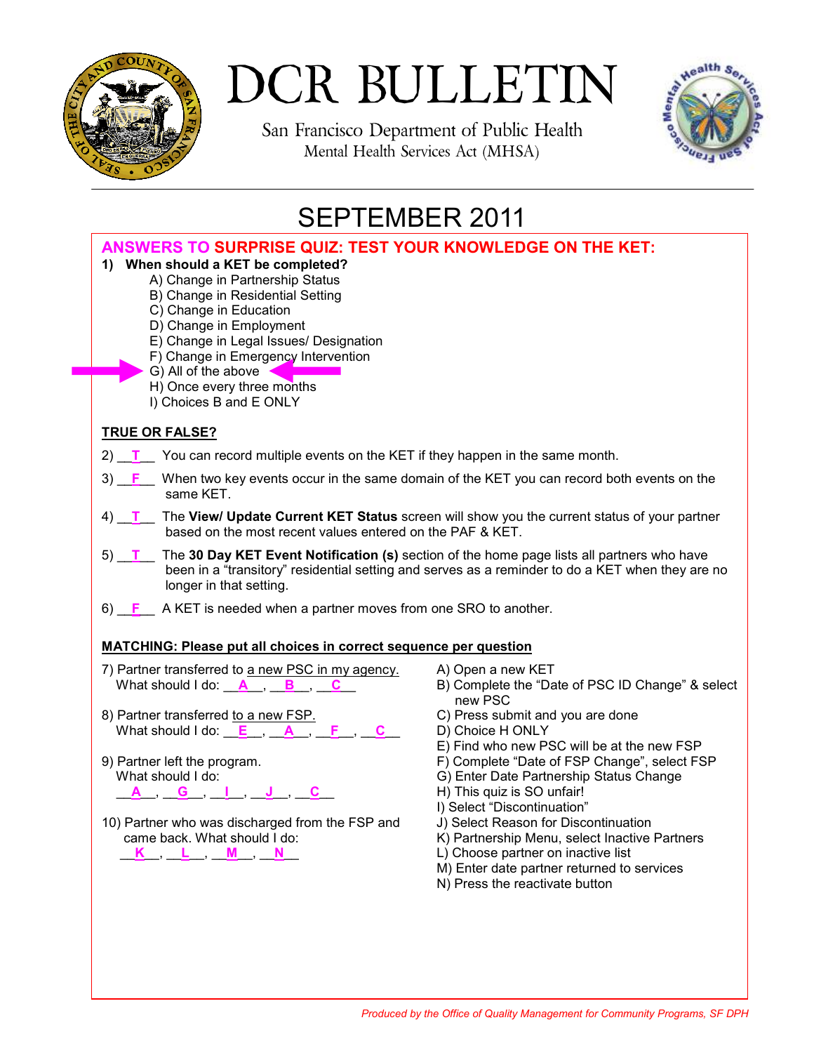# DCR BULLETIN

San Francisco Department of Public Health
Mental Health Services Act (MHSA)

## SEPTEMBER 2011

### ANSWERS TO SURPRISE QUIZ: TEST YOUR KNOWLEDGE ON THE KET:

**1) When should a KET be completed?**

A) Change in Partnership Status
B) Change in Residential Setting
C) Change in Education
D) Change in Employment
E) Change in Legal Issues/ Designation
F) Change in Emergency Intervention
G) All of the above
H) Once every three months
I) Choices B and E ONLY

**TRUE OR FALSE?**

2) __T__ You can record multiple events on the KET if they happen in the same month.

3) __F__ When two key events occur in the same domain of the KET you can record both events on the same KET.

4) __T__ The **View/ Update Current KET Status** screen will show you the current status of your partner based on the most recent values entered on the PAF & KET.

5) __T__ The **30 Day KET Event Notification (s)** section of the home page lists all partners who have been in a "transitory" residential setting and serves as a reminder to do a KET when they are no longer in that setting.

6) __F__ A KET is needed when a partner moves from one SRO to another.

**MATCHING: Please put all choices in correct sequence per question**

7) Partner transferred to a new PSC in my agency.
What should I do: __A__, __B__, __C__

8) Partner transferred to a new FSP.
What should I do: __E__, __A__, __F__, __C__

9) Partner left the program.
What should I do:
__A__, __G__, __I__, __J__, __C__

10) Partner who was discharged from the FSP and came back. What should I do:
__K__, __L__, __M__, __N__

A) Open a new KET
B) Complete the "Date of PSC ID Change" & select new PSC
C) Press submit and you are done
D) Choice H ONLY
E) Find who new PSC will be at the new FSP
F) Complete "Date of FSP Change", select FSP
G) Enter Date Partnership Status Change
H) This quiz is SO unfair!
I) Select "Discontinuation"
J) Select Reason for Discontinuation
K) Partnership Menu, select Inactive Partners
L) Choose partner on inactive list
M) Enter date partner returned to services
N) Press the reactivate button

*Produced by the Office of Quality Management for Community Programs, SF DPH*